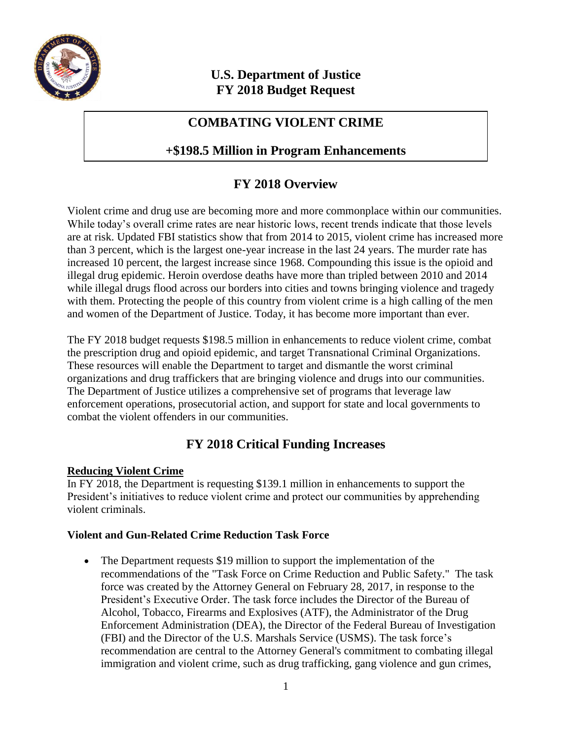# U.S. Department of Justice
# FY 2018 Budget Request

## COMBATING VIOLENT CRIME

## +$198.5 Million in Program Enhancements

## FY 2018 Overview

Violent crime and drug use are becoming more and more commonplace within our communities. While today's overall crime rates are near historic lows, recent trends indicate that those levels are at risk. Updated FBI statistics show that from 2014 to 2015, violent crime has increased more than 3 percent, which is the largest one-year increase in the last 24 years. The murder rate has increased 10 percent, the largest increase since 1968. Compounding this issue is the opioid and illegal drug epidemic. Heroin overdose deaths have more than tripled between 2010 and 2014 while illegal drugs flood across our borders into cities and towns bringing violence and tragedy with them. Protecting the people of this country from violent crime is a high calling of the men and women of the Department of Justice. Today, it has become more important than ever.

The FY 2018 budget requests $198.5 million in enhancements to reduce violent crime, combat the prescription drug and opioid epidemic, and target Transnational Criminal Organizations. These resources will enable the Department to target and dismantle the worst criminal organizations and drug traffickers that are bringing violence and drugs into our communities. The Department of Justice utilizes a comprehensive set of programs that leverage law enforcement operations, prosecutorial action, and support for state and local governments to combat the violent offenders in our communities.

## FY 2018 Critical Funding Increases

**Reducing Violent Crime**

In FY 2018, the Department is requesting $139.1 million in enhancements to support the President's initiatives to reduce violent crime and protect our communities by apprehending violent criminals.

**Violent and Gun-Related Crime Reduction Task Force**

- The Department requests $19 million to support the implementation of the recommendations of the "Task Force on Crime Reduction and Public Safety." The task force was created by the Attorney General on February 28, 2017, in response to the President's Executive Order. The task force includes the Director of the Bureau of Alcohol, Tobacco, Firearms and Explosives (ATF), the Administrator of the Drug Enforcement Administration (DEA), the Director of the Federal Bureau of Investigation (FBI) and the Director of the U.S. Marshals Service (USMS). The task force's recommendation are central to the Attorney General's commitment to combating illegal immigration and violent crime, such as drug trafficking, gang violence and gun crimes,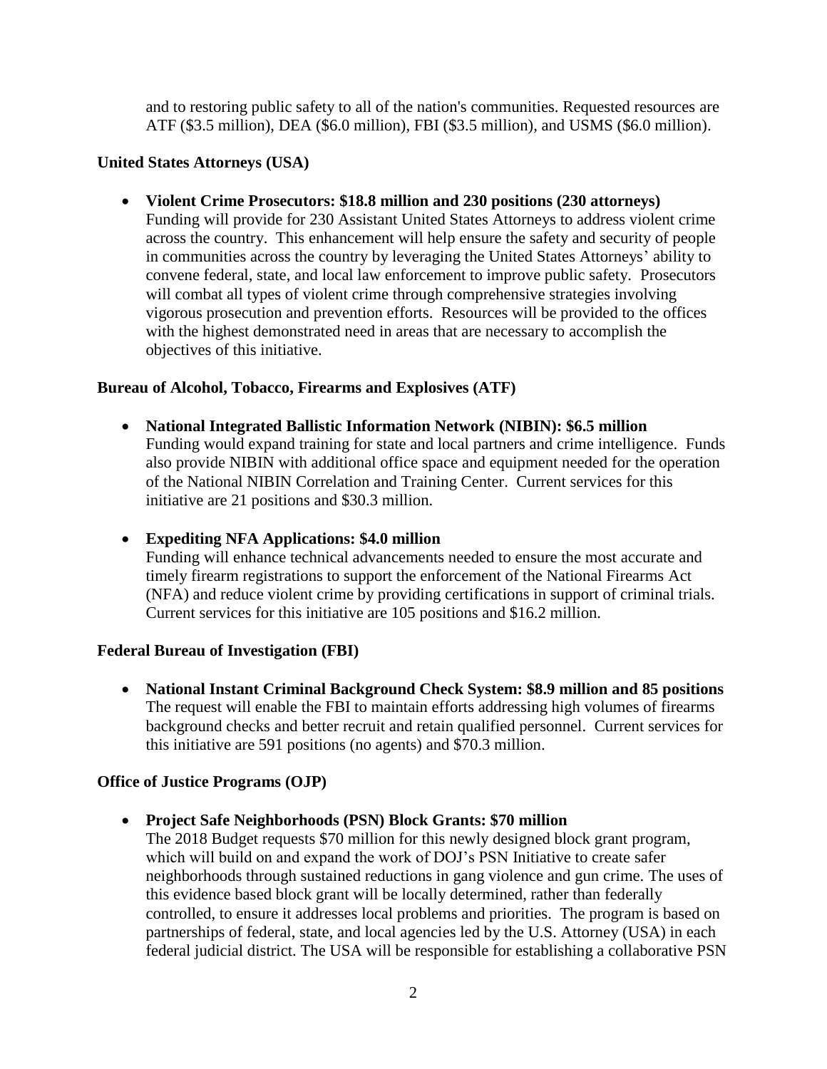and to restoring public safety to all of the nation's communities. Requested resources are ATF ($3.5 million), DEA ($6.0 million), FBI ($3.5 million), and USMS ($6.0 million).

**United States Attorneys (USA)**

- **Violent Crime Prosecutors: $18.8 million and 230 positions (230 attorneys)**
  Funding will provide for 230 Assistant United States Attorneys to address violent crime across the country. This enhancement will help ensure the safety and security of people in communities across the country by leveraging the United States Attorneys' ability to convene federal, state, and local law enforcement to improve public safety. Prosecutors will combat all types of violent crime through comprehensive strategies involving vigorous prosecution and prevention efforts. Resources will be provided to the offices with the highest demonstrated need in areas that are necessary to accomplish the objectives of this initiative.

**Bureau of Alcohol, Tobacco, Firearms and Explosives (ATF)**

- **National Integrated Ballistic Information Network (NIBIN): $6.5 million**
  Funding would expand training for state and local partners and crime intelligence. Funds also provide NIBIN with additional office space and equipment needed for the operation of the National NIBIN Correlation and Training Center. Current services for this initiative are 21 positions and $30.3 million.

- **Expediting NFA Applications: $4.0 million**
  Funding will enhance technical advancements needed to ensure the most accurate and timely firearm registrations to support the enforcement of the National Firearms Act (NFA) and reduce violent crime by providing certifications in support of criminal trials. Current services for this initiative are 105 positions and $16.2 million.

**Federal Bureau of Investigation (FBI)**

- **National Instant Criminal Background Check System: $8.9 million and 85 positions**
  The request will enable the FBI to maintain efforts addressing high volumes of firearms background checks and better recruit and retain qualified personnel. Current services for this initiative are 591 positions (no agents) and $70.3 million.

**Office of Justice Programs (OJP)**

- **Project Safe Neighborhoods (PSN) Block Grants: $70 million**
  The 2018 Budget requests $70 million for this newly designed block grant program, which will build on and expand the work of DOJ's PSN Initiative to create safer neighborhoods through sustained reductions in gang violence and gun crime. The uses of this evidence based block grant will be locally determined, rather than federally controlled, to ensure it addresses local problems and priorities. The program is based on partnerships of federal, state, and local agencies led by the U.S. Attorney (USA) in each federal judicial district. The USA will be responsible for establishing a collaborative PSN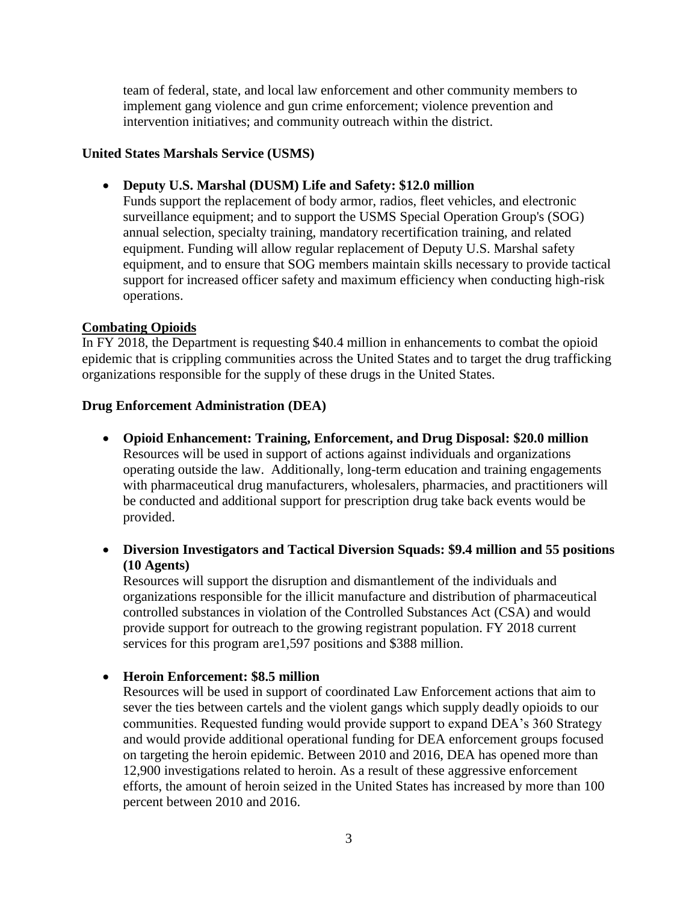team of federal, state, and local law enforcement and other community members to implement gang violence and gun crime enforcement; violence prevention and intervention initiatives; and community outreach within the district.

**United States Marshals Service (USMS)**

- **Deputy U.S. Marshal (DUSM) Life and Safety: $12.0 million**
  Funds support the replacement of body armor, radios, fleet vehicles, and electronic surveillance equipment; and to support the USMS Special Operation Group's (SOG) annual selection, specialty training, mandatory recertification training, and related equipment. Funding will allow regular replacement of Deputy U.S. Marshal safety equipment, and to ensure that SOG members maintain skills necessary to provide tactical support for increased officer safety and maximum efficiency when conducting high-risk operations.

**Combating Opioids**

In FY 2018, the Department is requesting $40.4 million in enhancements to combat the opioid epidemic that is crippling communities across the United States and to target the drug trafficking organizations responsible for the supply of these drugs in the United States.

**Drug Enforcement Administration (DEA)**

- **Opioid Enhancement: Training, Enforcement, and Drug Disposal: $20.0 million**
  Resources will be used in support of actions against individuals and organizations operating outside the law. Additionally, long-term education and training engagements with pharmaceutical drug manufacturers, wholesalers, pharmacies, and practitioners will be conducted and additional support for prescription drug take back events would be provided.

- **Diversion Investigators and Tactical Diversion Squads: $9.4 million and 55 positions (10 Agents)**
  Resources will support the disruption and dismantlement of the individuals and organizations responsible for the illicit manufacture and distribution of pharmaceutical controlled substances in violation of the Controlled Substances Act (CSA) and would provide support for outreach to the growing registrant population. FY 2018 current services for this program are1,597 positions and $388 million.

- **Heroin Enforcement: $8.5 million**
  Resources will be used in support of coordinated Law Enforcement actions that aim to sever the ties between cartels and the violent gangs which supply deadly opioids to our communities. Requested funding would provide support to expand DEA's 360 Strategy and would provide additional operational funding for DEA enforcement groups focused on targeting the heroin epidemic. Between 2010 and 2016, DEA has opened more than 12,900 investigations related to heroin. As a result of these aggressive enforcement efforts, the amount of heroin seized in the United States has increased by more than 100 percent between 2010 and 2016.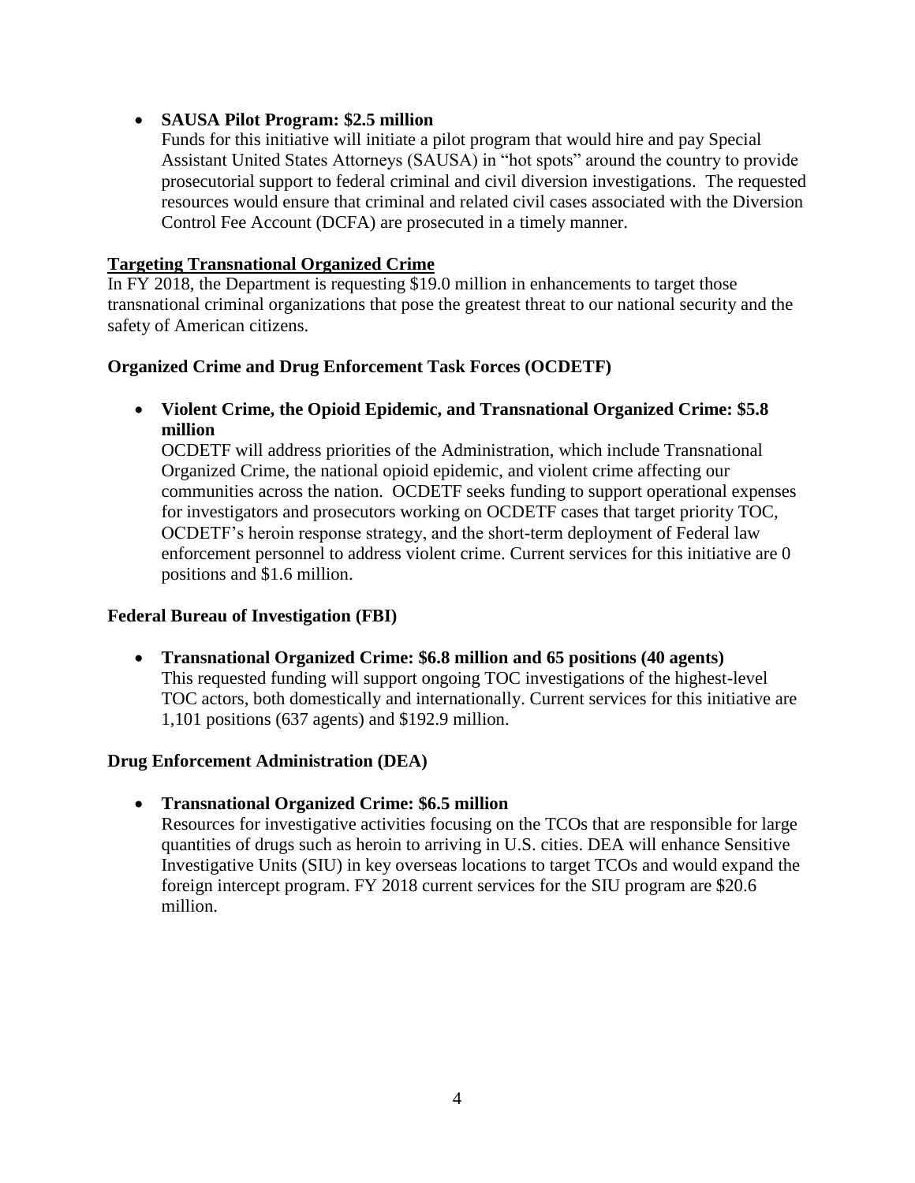- **SAUSA Pilot Program: $2.5 million**
  Funds for this initiative will initiate a pilot program that would hire and pay Special Assistant United States Attorneys (SAUSA) in "hot spots" around the country to provide prosecutorial support to federal criminal and civil diversion investigations. The requested resources would ensure that criminal and related civil cases associated with the Diversion Control Fee Account (DCFA) are prosecuted in a timely manner.

**Targeting Transnational Organized Crime**

In FY 2018, the Department is requesting $19.0 million in enhancements to target those transnational criminal organizations that pose the greatest threat to our national security and the safety of American citizens.

**Organized Crime and Drug Enforcement Task Forces (OCDETF)**

- **Violent Crime, the Opioid Epidemic, and Transnational Organized Crime: $5.8 million**
  OCDETF will address priorities of the Administration, which include Transnational Organized Crime, the national opioid epidemic, and violent crime affecting our communities across the nation. OCDETF seeks funding to support operational expenses for investigators and prosecutors working on OCDETF cases that target priority TOC, OCDETF's heroin response strategy, and the short-term deployment of Federal law enforcement personnel to address violent crime. Current services for this initiative are 0 positions and $1.6 million.

**Federal Bureau of Investigation (FBI)**

- **Transnational Organized Crime: $6.8 million and 65 positions (40 agents)**
  This requested funding will support ongoing TOC investigations of the highest-level TOC actors, both domestically and internationally. Current services for this initiative are 1,101 positions (637 agents) and $192.9 million.

**Drug Enforcement Administration (DEA)**

- **Transnational Organized Crime: $6.5 million**
  Resources for investigative activities focusing on the TCOs that are responsible for large quantities of drugs such as heroin to arriving in U.S. cities. DEA will enhance Sensitive Investigative Units (SIU) in key overseas locations to target TCOs and would expand the foreign intercept program. FY 2018 current services for the SIU program are $20.6 million.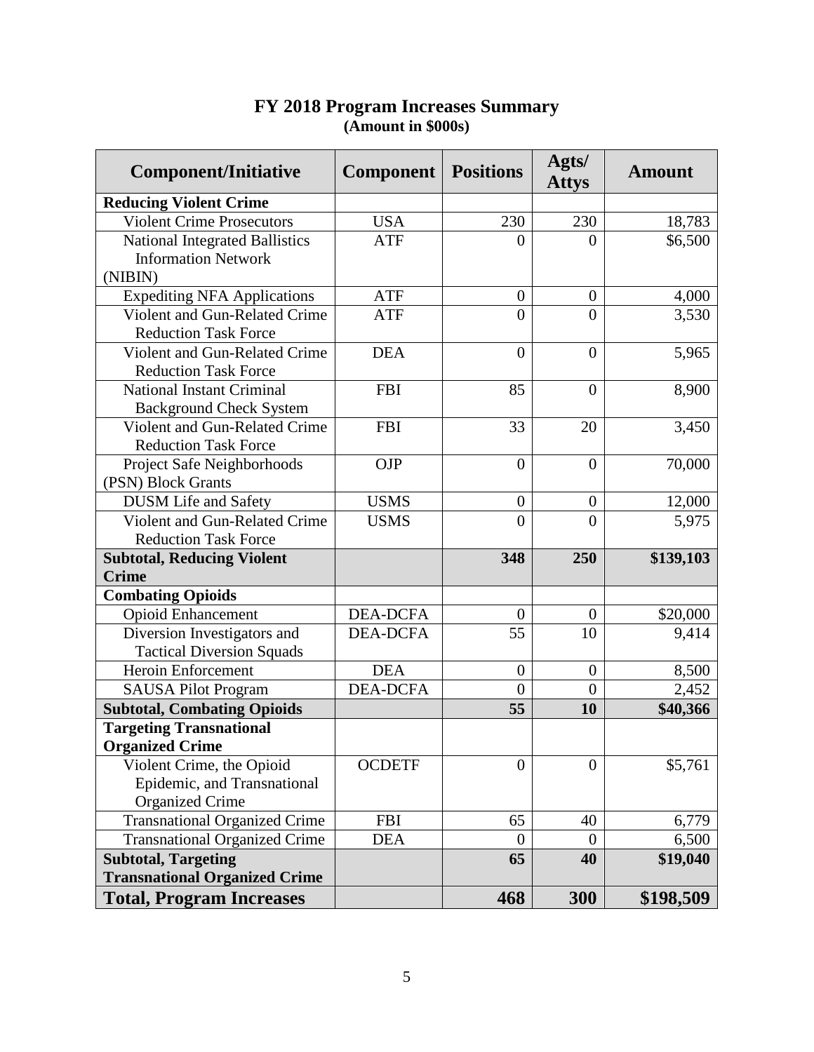# FY 2018 Program Increases Summary

**(Amount in $000s)**

| Component/Initiative | Component | Positions | Agts/ Attys | Amount |
|---|---|---|---|---|
| **Reducing Violent Crime** | | | | |
| Violent Crime Prosecutors | USA | 230 | 230 | 18,783 |
| National Integrated Ballistics Information Network (NIBIN) | ATF | 0 | 0 | $6,500 |
| Expediting NFA Applications | ATF | 0 | 0 | 4,000 |
| Violent and Gun-Related Crime Reduction Task Force | ATF | 0 | 0 | 3,530 |
| Violent and Gun-Related Crime Reduction Task Force | DEA | 0 | 0 | 5,965 |
| National Instant Criminal Background Check System | FBI | 85 | 0 | 8,900 |
| Violent and Gun-Related Crime Reduction Task Force | FBI | 33 | 20 | 3,450 |
| Project Safe Neighborhoods (PSN) Block Grants | OJP | 0 | 0 | 70,000 |
| DUSM Life and Safety | USMS | 0 | 0 | 12,000 |
| Violent and Gun-Related Crime Reduction Task Force | USMS | 0 | 0 | 5,975 |
| **Subtotal, Reducing Violent Crime** | | **348** | **250** | **$139,103** |
| **Combating Opioids** | | | | |
| Opioid Enhancement | DEA-DCFA | 0 | 0 | $20,000 |
| Diversion Investigators and Tactical Diversion Squads | DEA-DCFA | 55 | 10 | 9,414 |
| Heroin Enforcement | DEA | 0 | 0 | 8,500 |
| SAUSA Pilot Program | DEA-DCFA | 0 | 0 | 2,452 |
| **Subtotal, Combating Opioids** | | **55** | **10** | **$40,366** |
| **Targeting Transnational Organized Crime** | | | | |
| Violent Crime, the Opioid Epidemic, and Transnational Organized Crime | OCDETF | 0 | 0 | $5,761 |
| Transnational Organized Crime | FBI | 65 | 40 | 6,779 |
| Transnational Organized Crime | DEA | 0 | 0 | 6,500 |
| **Subtotal, Targeting Transnational Organized Crime** | | **65** | **40** | **$19,040** |
| **Total, Program Increases** | | **468** | **300** | **$198,509** |